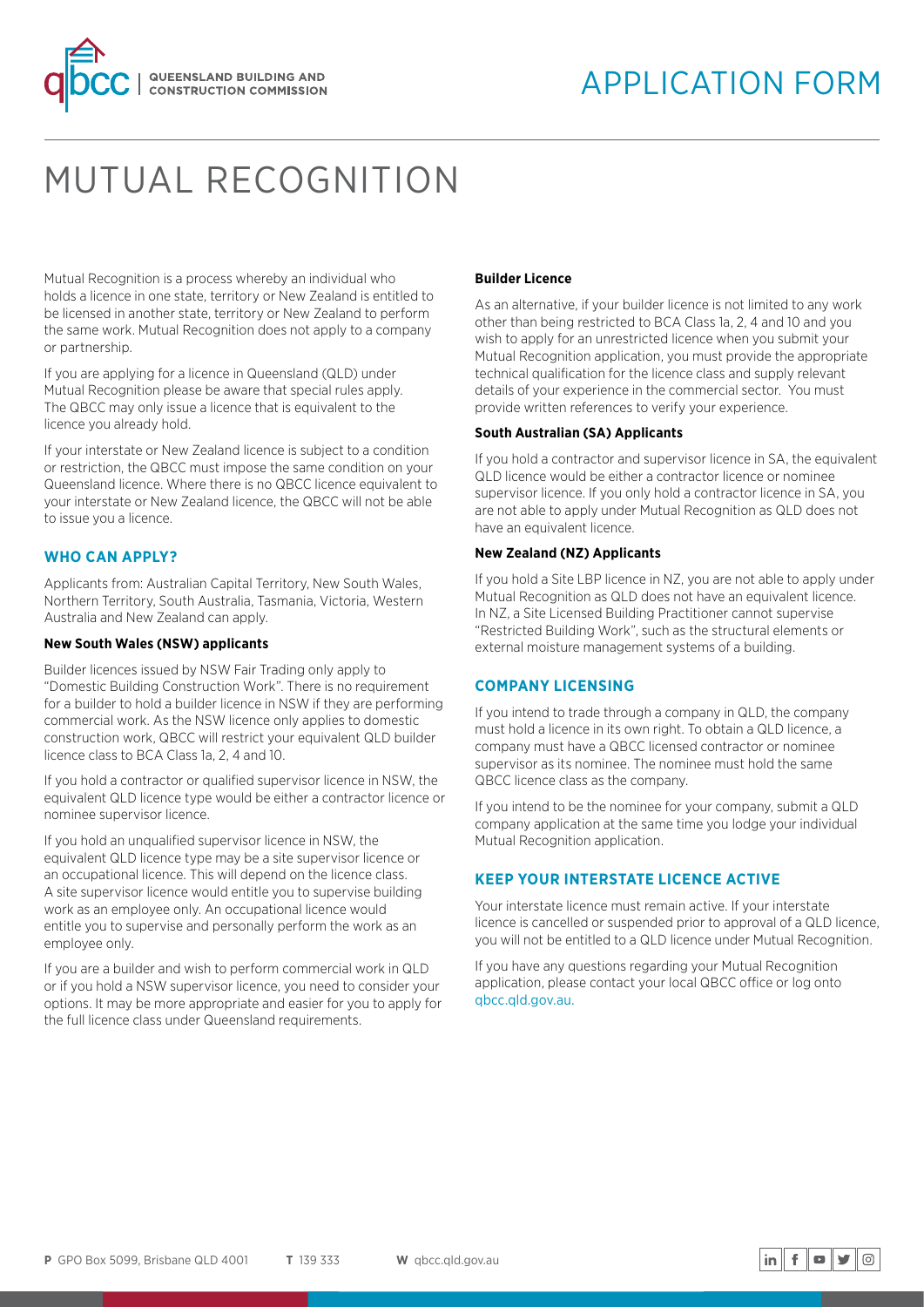# APPLICATION FORM

# MUTUAL RECOGNITION

Mutual Recognition is a process whereby an individual who holds a licence in one state, territory or New Zealand is entitled to be licensed in another state, territory or New Zealand to perform the same work. Mutual Recognition does not apply to a company or partnership.

If you are applying for a licence in Queensland (QLD) under Mutual Recognition please be aware that special rules apply. The QBCC may only issue a licence that is equivalent to the licence you already hold.

If your interstate or New Zealand licence is subject to a condition or restriction, the QBCC must impose the same condition on your Queensland licence. Where there is no QBCC licence equivalent to your interstate or New Zealand licence, the QBCC will not be able to issue you a licence.

## WHO CAN APPLY?

Applicants from: Australian Capital Territory, New South Wales, Northern Territory, South Australia, Tasmania, Victoria, Western Australia and New Zealand can apply.

**New South Wales (NSW) applicants**

Builder licences issued by NSW Fair Trading only apply to "Domestic Building Construction Work". There is no requirement for a builder to hold a builder licence in NSW if they are performing commercial work. As the NSW licence only applies to domestic construction work, QBCC will restrict your equivalent QLD builder licence class to BCA Class 1a, 2, 4 and 10.

If you hold a contractor or qualified supervisor licence in NSW, the equivalent QLD licence type would be either a contractor licence or nominee supervisor licence.

If you hold an unqualified supervisor licence in NSW, the equivalent QLD licence type may be a site supervisor licence or an occupational licence. This will depend on the licence class. A site supervisor licence would entitle you to supervise building work as an employee only. An occupational licence would entitle you to supervise and personally perform the work as an employee only.

If you are a builder and wish to perform commercial work in QLD or if you hold a NSW supervisor licence, you need to consider your options. It may be more appropriate and easier for you to apply for the full licence class under Queensland requirements.

**Builder Licence**

As an alternative, if your builder licence is not limited to any work other than being restricted to BCA Class 1a, 2, 4 and 10 and you wish to apply for an unrestricted licence when you submit your Mutual Recognition application, you must provide the appropriate technical qualification for the licence class and supply relevant details of your experience in the commercial sector. You must provide written references to verify your experience.

**South Australian (SA) Applicants**

If you hold a contractor and supervisor licence in SA, the equivalent QLD licence would be either a contractor licence or nominee supervisor licence. If you only hold a contractor licence in SA, you are not able to apply under Mutual Recognition as QLD does not have an equivalent licence.

**New Zealand (NZ) Applicants**

If you hold a Site LBP licence in NZ, you are not able to apply under Mutual Recognition as QLD does not have an equivalent licence. In NZ, a Site Licensed Building Practitioner cannot supervise "Restricted Building Work", such as the structural elements or external moisture management systems of a building.

## COMPANY LICENSING

If you intend to trade through a company in QLD, the company must hold a licence in its own right. To obtain a QLD licence, a company must have a QBCC licensed contractor or nominee supervisor as its nominee. The nominee must hold the same QBCC licence class as the company.

If you intend to be the nominee for your company, submit a QLD company application at the same time you lodge your individual Mutual Recognition application.

## KEEP YOUR INTERSTATE LICENCE ACTIVE

Your interstate licence must remain active. If your interstate licence is cancelled or suspended prior to approval of a QLD licence, you will not be entitled to a QLD licence under Mutual Recognition.

If you have any questions regarding your Mutual Recognition application, please contact your local QBCC office or log onto qbcc.qld.gov.au.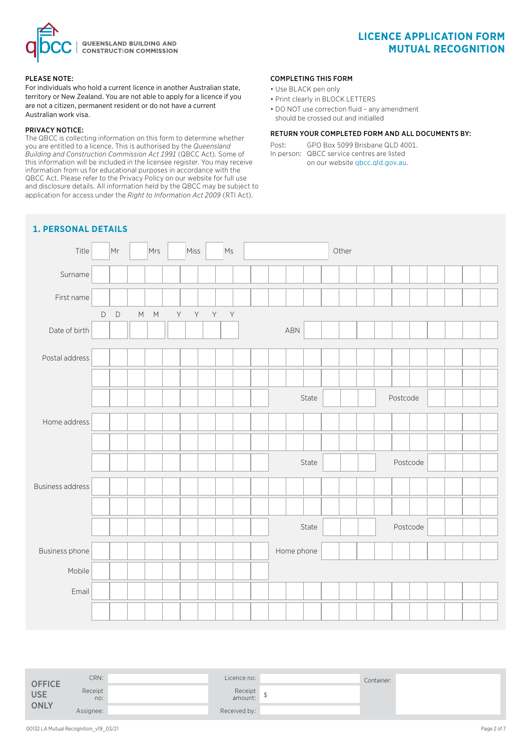QUEENSLAND BUILDING AND CONSTRUCTION COMMISSION

# LICENCE APPLICATION FORM MUTUAL RECOGNITION

**PLEASE NOTE:**
For individuals who hold a current licence in another Australian state, territory or New Zealand. You are not able to apply for a licence if you are not a citizen, permanent resident or do not have a current Australian work visa.

**PRIVACY NOTICE:**
The QBCC is collecting information on this form to determine whether you are entitled to a licence. This is authorised by the *Queensland Building and Construction Commission Act 1991* (QBCC Act). Some of this information will be included in the licensee register. You may receive information from us for educational purposes in accordance with the QBCC Act. Please refer to the Privacy Policy on our website for full use and disclosure details. All information held by the QBCC may be subject to application for access under the *Right to Information Act 2009* (RTI Act).

**COMPLETING THIS FORM**

- Use BLACK pen only
- Print clearly in BLOCK LETTERS
- DO NOT use correction fluid – any amendment should be crossed out and initialled

**RETURN YOUR COMPLETED FORM AND ALL DOCUMENTS BY:**

Post: GPO Box 5099 Brisbane QLD 4001.
In person: QBCC service centres are listed on our website qbcc.qld.gov.au.

## 1. PERSONAL DETAILS

Title ☐ Mr ☐ Mrs ☐ Miss ☐ Ms ☐ Other

Surname

First name

Date of birth (D D M M Y Y Y Y)

ABN

Postal address

State

Postcode

Home address

State

Postcode

Business address

State

Postcode

Business phone

Home phone

Mobile

Email

| OFFICE USE ONLY | | | | | |
|---|---|---|---|---|---|
| CRN: | | Licence no: | | Container: | |
| Receipt no: | | Receipt amount: | $ | | |
| Assignee: | | Received by: | | | |

00132 LA Mutual Recognition_v19_03/21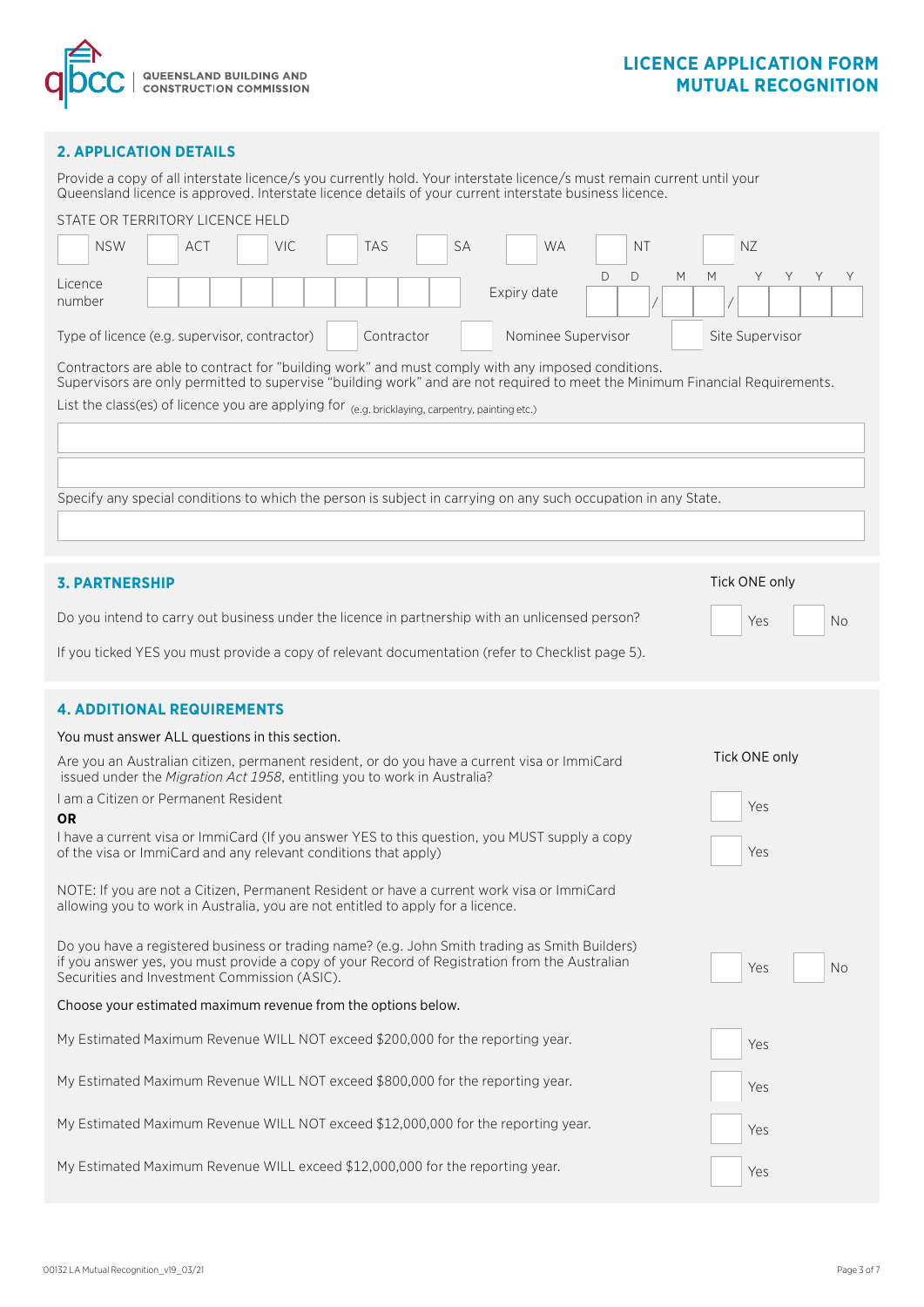## 2. APPLICATION DETAILS

Provide a copy of all interstate licence/s you currently hold. Your interstate licence/s must remain current until your Queensland licence is approved. Interstate licence details of your current interstate business licence.

STATE OR TERRITORY LICENCE HELD

☐ NSW ☐ ACT ☐ VIC ☐ TAS ☐ SA ☐ WA ☐ NT ☐ NZ

Licence number ____________________ Expiry date D D / M M / Y Y Y Y

Type of licence (e.g. supervisor, contractor) ☐ Contractor ☐ Nominee Supervisor ☐ Site Supervisor

Contractors are able to contract for "building work" and must comply with any imposed conditions.
Supervisors are only permitted to supervise "building work" and are not required to meet the Minimum Financial Requirements.

List the class(es) of licence you are applying for (e.g. bricklaying, carpentry, painting etc.)

______________________________________________

______________________________________________

Specify any special conditions to which the person is subject in carrying on any such occupation in any State.

______________________________________________

## 3. PARTNERSHIP

Tick ONE only

Do you intend to carry out business under the licence in partnership with an unlicensed person? ☐ Yes ☐ No

If you ticked YES you must provide a copy of relevant documentation (refer to Checklist page 5).

## 4. ADDITIONAL REQUIREMENTS

You must answer ALL questions in this section.

Are you an Australian citizen, permanent resident, or do you have a current visa or ImmiCard issued under the *Migration Act 1958*, entitling you to work in Australia?

Tick ONE only

I am a Citizen or Permanent Resident ☐ Yes

**OR**

I have a current visa or ImmiCard (If you answer YES to this question, you MUST supply a copy of the visa or ImmiCard and any relevant conditions that apply) ☐ Yes

NOTE: If you are not a Citizen, Permanent Resident or have a current work visa or ImmiCard allowing you to work in Australia, you are not entitled to apply for a licence.

Do you have a registered business or trading name? (e.g. John Smith trading as Smith Builders) if you answer yes, you must provide a copy of your Record of Registration from the Australian Securities and Investment Commission (ASIC). ☐ Yes ☐ No

Choose your estimated maximum revenue from the options below.

My Estimated Maximum Revenue WILL NOT exceed $200,000 for the reporting year. ☐ Yes

My Estimated Maximum Revenue WILL NOT exceed $800,000 for the reporting year. ☐ Yes

My Estimated Maximum Revenue WILL NOT exceed $12,000,000 for the reporting year. ☐ Yes

My Estimated Maximum Revenue WILL exceed $12,000,000 for the reporting year. ☐ Yes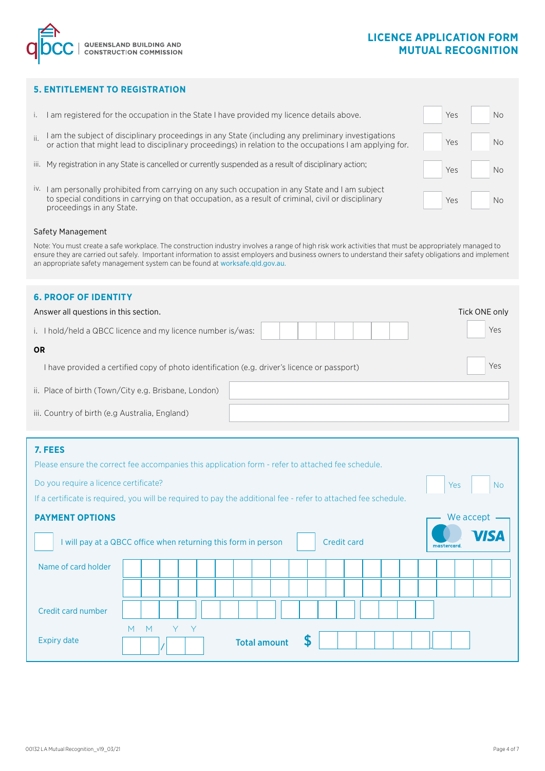## 5. ENTITLEMENT TO REGISTRATION

| | | | |
|---|---|---|---|
| i. | I am registered for the occupation in the State I have provided my licence details above. | ☐ Yes | ☐ No |
| ii. | I am the subject of disciplinary proceedings in any State (including any preliminary investigations or action that might lead to disciplinary proceedings) in relation to the occupations I am applying for. | ☐ Yes | ☐ No |
| iii. | My registration in any State is cancelled or currently suspended as a result of disciplinary action; | ☐ Yes | ☐ No |
| iv. | I am personally prohibited from carrying on any such occupation in any State and I am subject to special conditions in carrying on that occupation, as a result of criminal, civil or disciplinary proceedings in any State. | ☐ Yes | ☐ No |

Safety Management

Note: You must create a safe workplace. The construction industry involves a range of high risk work activities that must be appropriately managed to ensure they are carried out safely. Important information to assist employers and business owners to understand their safety obligations and implement an appropriate safety management system can be found at worksafe.qld.gov.au.

## 6. PROOF OF IDENTITY

Answer all questions in this section.

Tick ONE only

i. I hold/held a QBCC licence and my licence number is/was: ______________ ☐ Yes

**OR**

I have provided a certified copy of photo identification (e.g. driver's licence or passport) ☐ Yes

ii. Place of birth (Town/City e.g. Brisbane, London) ______________

iii. Country of birth (e.g Australia, England) ______________

## 7. FEES

Please ensure the correct fee accompanies this application form - refer to attached fee schedule.

Do you require a licence certificate? ☐ Yes ☐ No

If a certificate is required, you will be required to pay the additional fee - refer to attached fee schedule.

### PAYMENT OPTIONS

We accept mastercard, VISA

☐ I will pay at a QBCC office when returning this form in person ☐ Credit card

Name of card holder ______________

Credit card number ______________

Expiry date M M / Y Y

**Total amount** $ ______________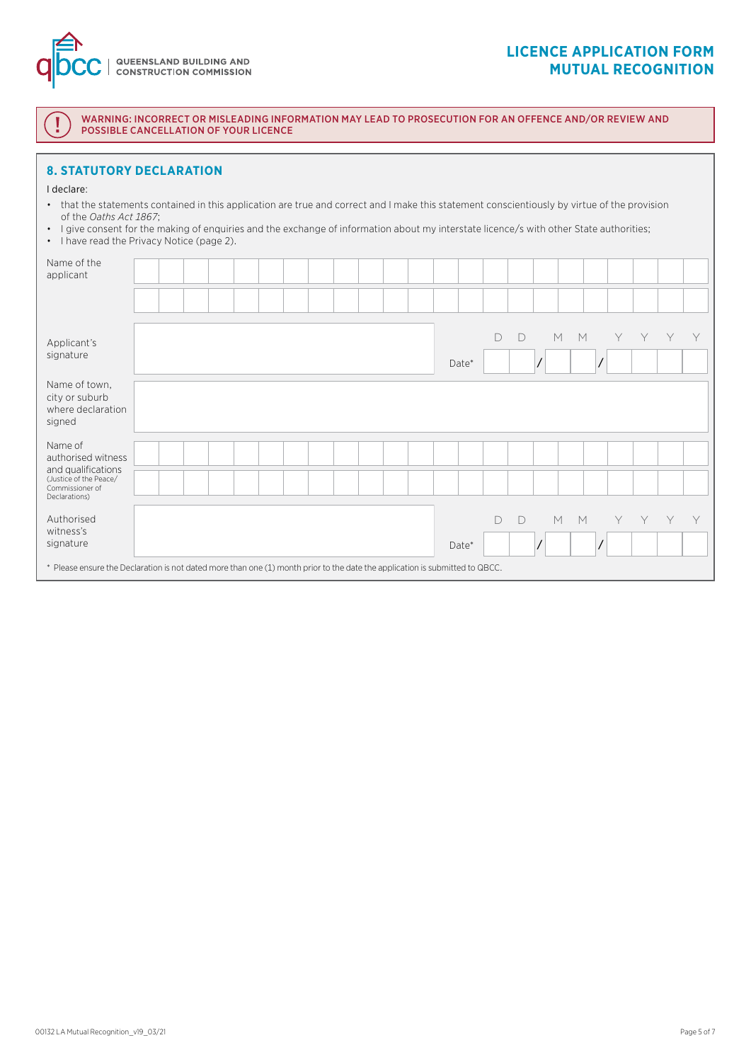QUEENSLAND BUILDING AND CONSTRUCTION COMMISSION

# LICENCE APPLICATION FORM MUTUAL RECOGNITION

**WARNING: INCORRECT OR MISLEADING INFORMATION MAY LEAD TO PROSECUTION FOR AN OFFENCE AND/OR REVIEW AND POSSIBLE CANCELLATION OF YOUR LICENCE**

## 8. STATUTORY DECLARATION

I declare:

- that the statements contained in this application are true and correct and I make this statement conscientiously by virtue of the provision of the *Oaths Act 1867*;
- I give consent for the making of enquiries and the exchange of information about my interstate licence/s with other State authorities;
- I have read the Privacy Notice (page 2).

| | |
|---|---|
| Name of the applicant | |
| Applicant's signature | Date* DD / MM / YYYY |
| Name of town, city or suburb where declaration signed | |
| Name of authorised witness and qualifications (Justice of the Peace/ Commissioner of Declarations) | |
| Authorised witness's signature | Date* DD / MM / YYYY |

\* Please ensure the Declaration is not dated more than one (1) month prior to the date the application is submitted to QBCC.

00132 LA Mutual Recognition_v19_03/21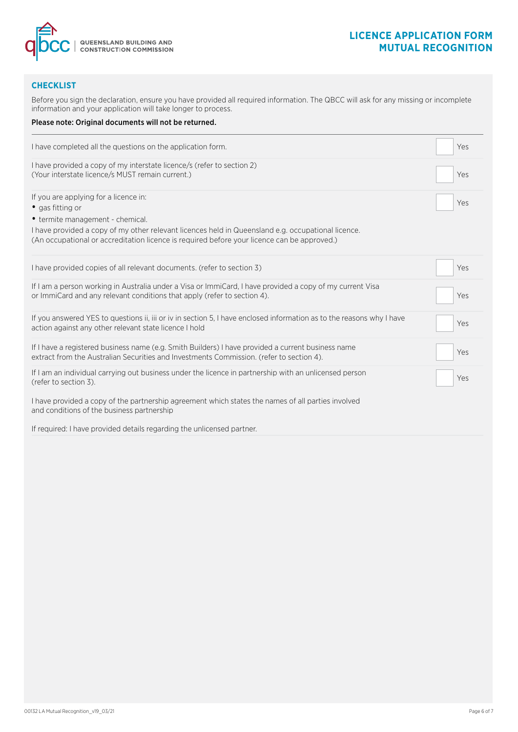## CHECKLIST

Before you sign the declaration, ensure you have provided all required information. The QBCC will ask for any missing or incomplete information and your application will take longer to process.

**Please note: Original documents will not be returned.**

| | |
|---|---|
| I have completed all the questions on the application form. | ☐ Yes |
| I have provided a copy of my interstate licence/s (refer to section 2)<br>(Your interstate licence/s MUST remain current.) | ☐ Yes |
| If you are applying for a licence in:<br>• gas fitting or<br>• termite management - chemical.<br>I have provided a copy of my other relevant licences held in Queensland e.g. occupational licence.<br>(An occupational or accreditation licence is required before your licence can be approved.) | ☐ Yes |
| I have provided copies of all relevant documents. (refer to section 3) | ☐ Yes |
| If I am a person working in Australia under a Visa or ImmiCard, I have provided a copy of my current Visa or ImmiCard and any relevant conditions that apply (refer to section 4). | ☐ Yes |
| If you answered YES to questions ii, iii or iv in section 5, I have enclosed information as to the reasons why I have action against any other relevant state licence I hold | ☐ Yes |
| If I have a registered business name (e.g. Smith Builders) I have provided a current business name extract from the Australian Securities and Investments Commission. (refer to section 4). | ☐ Yes |
| If I am an individual carrying out business under the licence in partnership with an unlicensed person (refer to section 3).<br><br>I have provided a copy of the partnership agreement which states the names of all parties involved and conditions of the business partnership<br><br>If required: I have provided details regarding the unlicensed partner. | ☐ Yes |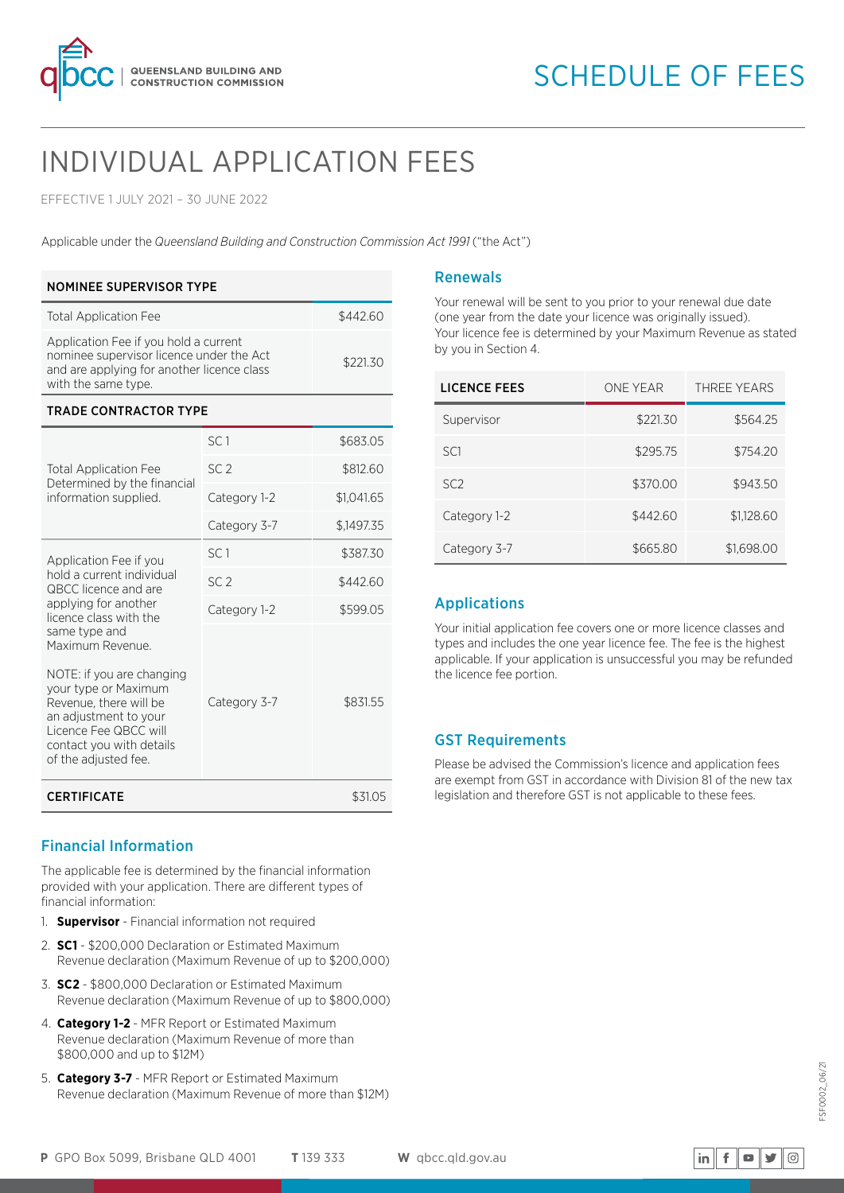# SCHEDULE OF FEES

# INDIVIDUAL APPLICATION FEES

EFFECTIVE 1 JULY 2021 – 30 JUNE 2022

Applicable under the *Queensland Building and Construction Commission Act 1991* ("the Act")

| NOMINEE SUPERVISOR TYPE | | |
|---|---|---|
| Total Application Fee | | $442.60 |
| Application Fee if you hold a current nominee supervisor licence under the Act and are applying for another licence class with the same type. | | $221.30 |
| **TRADE CONTRACTOR TYPE** | | |
| Total Application Fee Determined by the financial information supplied. | SC 1 | $683.05 |
| | SC 2 | $812.60 |
| | Category 1-2 | $1,041.65 |
| | Category 3-7 | $1,497.35 |
| Application Fee if you hold a current individual QBCC licence and are applying for another licence class with the same type and Maximum Revenue. NOTE: if you are changing your type or Maximum Revenue, there will be an adjustment to your Licence Fee QBCC will contact you with details of the adjusted fee. | SC 1 | $387.30 |
| | SC 2 | $442.60 |
| | Category 1-2 | $599.05 |
| | Category 3-7 | $831.55 |
| **CERTIFICATE** | | $31.05 |

## Financial Information

The applicable fee is determined by the financial information provided with your application. There are different types of financial information:

1. **Supervisor** - Financial information not required
2. **SC1** - $200,000 Declaration or Estimated Maximum Revenue declaration (Maximum Revenue of up to $200,000)
3. **SC2** - $800,000 Declaration or Estimated Maximum Revenue declaration (Maximum Revenue of up to $800,000)
4. **Category 1-2** - MFR Report or Estimated Maximum Revenue declaration (Maximum Revenue of more than $800,000 and up to $12M)
5. **Category 3-7** - MFR Report or Estimated Maximum Revenue declaration (Maximum Revenue of more than $12M)

## Renewals

Your renewal will be sent to you prior to your renewal due date (one year from the date your licence was originally issued). Your licence fee is determined by your Maximum Revenue as stated by you in Section 4.

| LICENCE FEES | ONE YEAR | THREE YEARS |
|---|---|---|
| Supervisor | $221.30 | $564.25 |
| SC1 | $295.75 | $754.20 |
| SC2 | $370.00 | $943.50 |
| Category 1-2 | $442.60 | $1,128.60 |
| Category 3-7 | $665.80 | $1,698.00 |

## Applications

Your initial application fee covers one or more licence classes and types and includes the one year licence fee. The fee is the highest applicable. If your application is unsuccessful you may be refunded the licence fee portion.

## GST Requirements

Please be advised the Commission's licence and application fees are exempt from GST in accordance with Division 81 of the new tax legislation and therefore GST is not applicable to these fees.

**P** GPO Box 5099, Brisbane QLD 4001 **T** 139 333 **W** qbcc.qld.gov.au

FSF0002_06/21